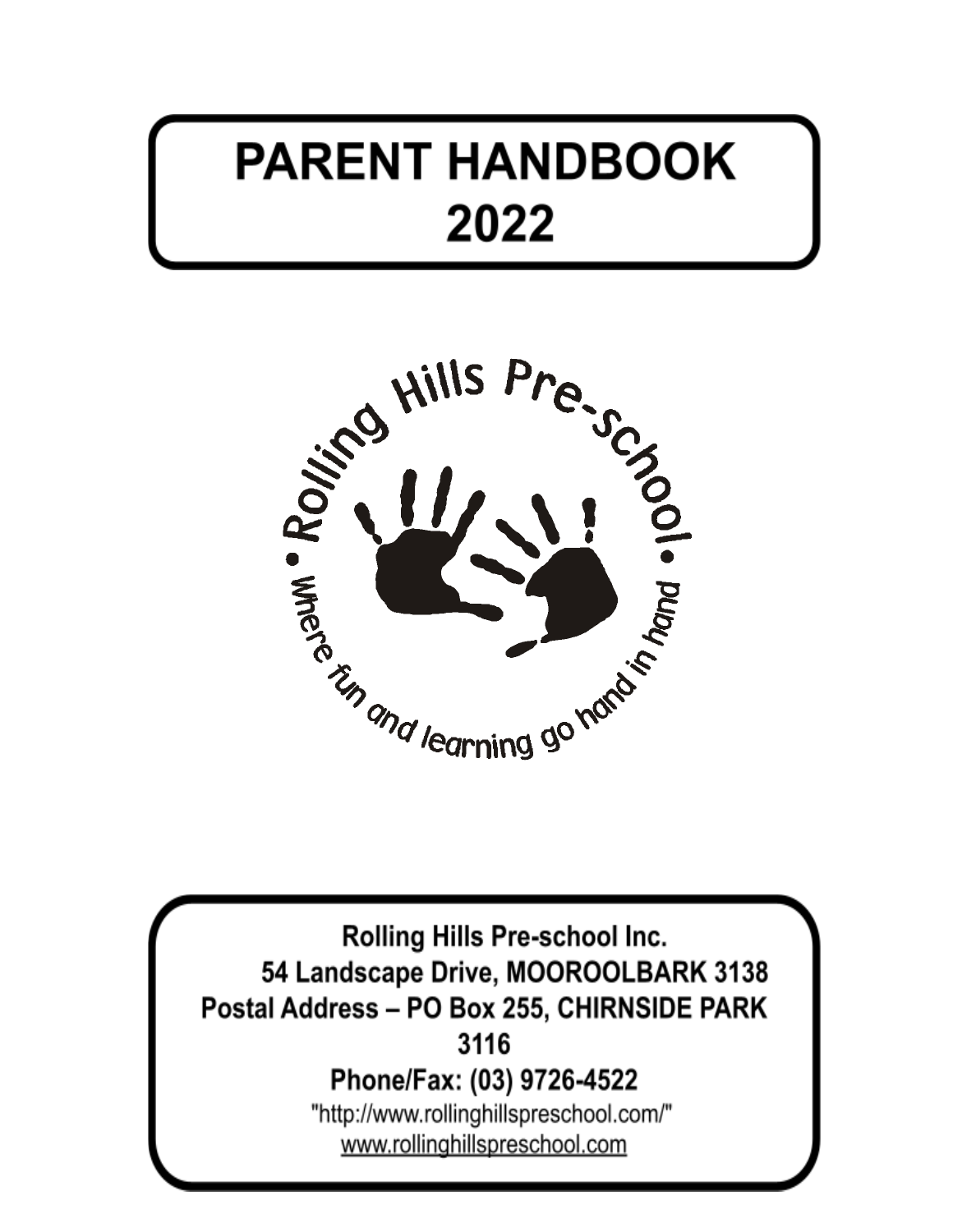# PARENT HANDBOOK 2022

Rolling Hills Pre-school

Where fun and learning go hand in hand

**Rolling Hills Pre-school Inc.**
**54 Landscape Drive, MOOROOLBARK 3138**
**Postal Address – PO Box 255, CHIRNSIDE PARK 3116**
**Phone/Fax: (03) 9726-4522**

"http://www.rollinghillspreschool.com/"
www.rollinghillspreschool.com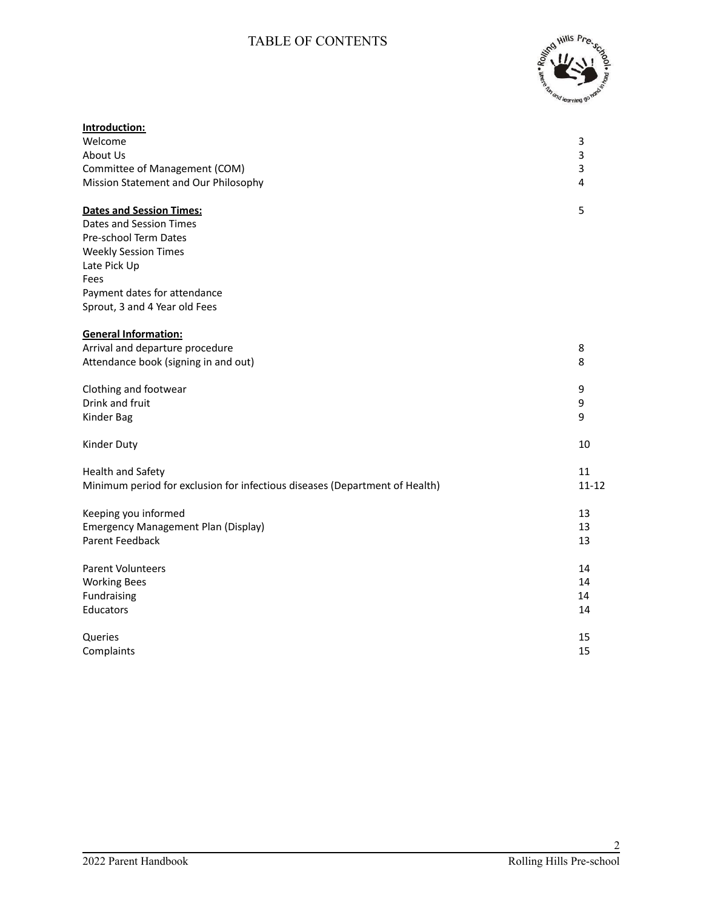# TABLE OF CONTENTS

| | |
|---|---|
| **Introduction:** | |
| Welcome | 3 |
| About Us | 3 |
| Committee of Management (COM) | 3 |
| Mission Statement and Our Philosophy | 4 |
| | |
| **Dates and Session Times:** | 5 |
| Dates and Session Times | |
| Pre-school Term Dates | |
| Weekly Session Times | |
| Late Pick Up | |
| Fees | |
| Payment dates for attendance | |
| Sprout, 3 and 4 Year old Fees | |
| | |
| **General Information:** | |
| Arrival and departure procedure | 8 |
| Attendance book (signing in and out) | 8 |
| | |
| Clothing and footwear | 9 |
| Drink and fruit | 9 |
| Kinder Bag | 9 |
| | |
| Kinder Duty | 10 |
| | |
| Health and Safety | 11 |
| Minimum period for exclusion for infectious diseases (Department of Health) | 11-12 |
| | |
| Keeping you informed | 13 |
| Emergency Management Plan (Display) | 13 |
| Parent Feedback | 13 |
| | |
| Parent Volunteers | 14 |
| Working Bees | 14 |
| Fundraising | 14 |
| Educators | 14 |
| | |
| Queries | 15 |
| Complaints | 15 |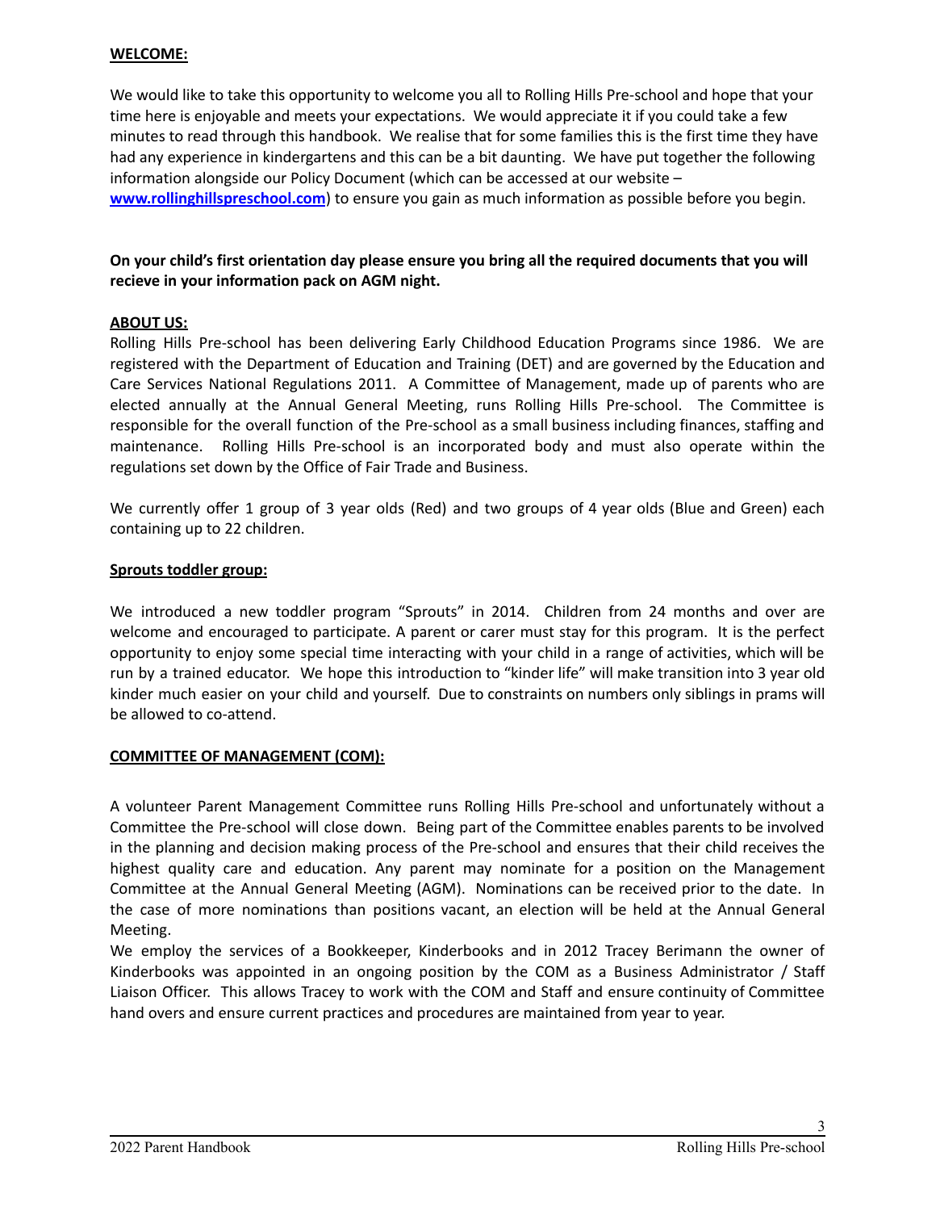## **WELCOME:**

We would like to take this opportunity to welcome you all to Rolling Hills Pre-school and hope that your time here is enjoyable and meets your expectations. We would appreciate it if you could take a few minutes to read through this handbook. We realise that for some families this is the first time they have had any experience in kindergartens and this can be a bit daunting. We have put together the following information alongside our Policy Document (which can be accessed at our website – **www.rollinghillspreschool.com**) to ensure you gain as much information as possible before you begin.

**On your child's first orientation day please ensure you bring all the required documents that you will recieve in your information pack on AGM night.**

## **ABOUT US:**

Rolling Hills Pre-school has been delivering Early Childhood Education Programs since 1986. We are registered with the Department of Education and Training (DET) and are governed by the Education and Care Services National Regulations 2011. A Committee of Management, made up of parents who are elected annually at the Annual General Meeting, runs Rolling Hills Pre-school. The Committee is responsible for the overall function of the Pre-school as a small business including finances, staffing and maintenance. Rolling Hills Pre-school is an incorporated body and must also operate within the regulations set down by the Office of Fair Trade and Business.

We currently offer 1 group of 3 year olds (Red) and two groups of 4 year olds (Blue and Green) each containing up to 22 children.

## **Sprouts toddler group:**

We introduced a new toddler program "Sprouts" in 2014. Children from 24 months and over are welcome and encouraged to participate. A parent or carer must stay for this program. It is the perfect opportunity to enjoy some special time interacting with your child in a range of activities, which will be run by a trained educator. We hope this introduction to "kinder life" will make transition into 3 year old kinder much easier on your child and yourself. Due to constraints on numbers only siblings in prams will be allowed to co-attend.

## **COMMITTEE OF MANAGEMENT (COM):**

A volunteer Parent Management Committee runs Rolling Hills Pre-school and unfortunately without a Committee the Pre-school will close down. Being part of the Committee enables parents to be involved in the planning and decision making process of the Pre-school and ensures that their child receives the highest quality care and education. Any parent may nominate for a position on the Management Committee at the Annual General Meeting (AGM). Nominations can be received prior to the date. In the case of more nominations than positions vacant, an election will be held at the Annual General Meeting.

We employ the services of a Bookkeeper, Kinderbooks and in 2012 Tracey Berimann the owner of Kinderbooks was appointed in an ongoing position by the COM as a Business Administrator / Staff Liaison Officer. This allows Tracey to work with the COM and Staff and ensure continuity of Committee hand overs and ensure current practices and procedures are maintained from year to year.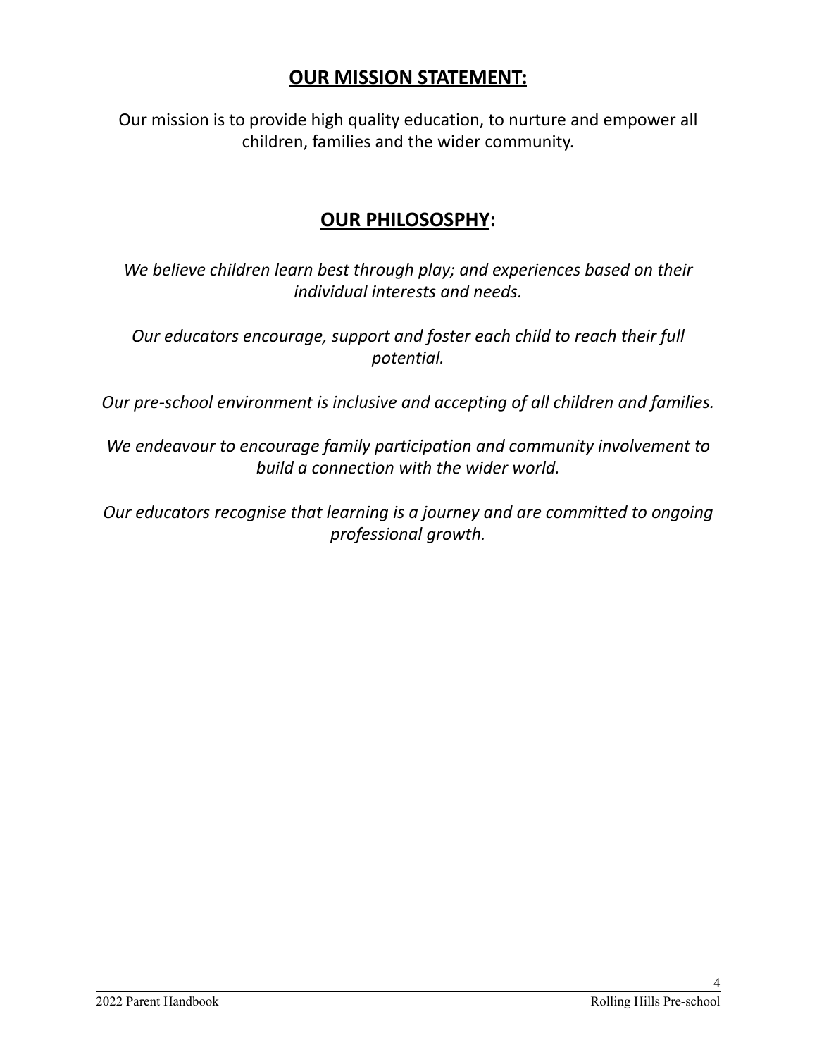## OUR MISSION STATEMENT:

Our mission is to provide high quality education, to nurture and empower all children, families and the wider community.

## OUR PHILOSOSPHY:

*We believe children learn best through play; and experiences based on their individual interests and needs.*

*Our educators encourage, support and foster each child to reach their full potential.*

*Our pre-school environment is inclusive and accepting of all children and families.*

*We endeavour to encourage family participation and community involvement to build a connection with the wider world.*

*Our educators recognise that learning is a journey and are committed to ongoing professional growth.*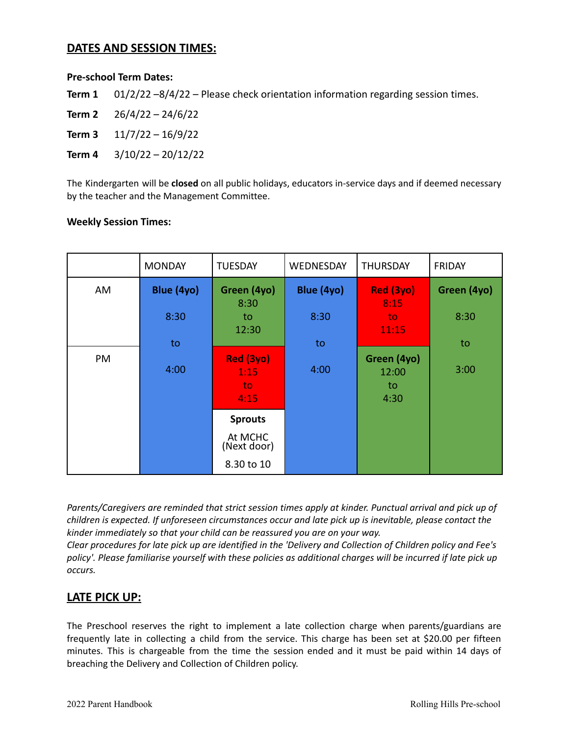## DATES AND SESSION TIMES:

**Pre-school Term Dates:**

**Term 1** 01/2/22 –8/4/22 – Please check orientation information regarding session times.

**Term 2** 26/4/22 – 24/6/22

**Term 3** 11/7/22 – 16/9/22

**Term 4** 3/10/22 – 20/12/22

The Kindergarten will be **closed** on all public holidays, educators in-service days and if deemed necessary by the teacher and the Management Committee.

**Weekly Session Times:**

| | MONDAY | TUESDAY | WEDNESDAY | THURSDAY | FRIDAY |
|---|---|---|---|---|---|
| AM | **Blue (4yo)** 8:30 to 4:00 | **Green (4yo)** 8:30 to 12:30 | **Blue (4yo)** 8:30 to 4:00 | **Red (3yo)** 8:15 to 11:15 | **Green (4yo)** 8:30 to 3:00 |
| PM | | **Red (3yo)** 1:15 to 4:15; **Sprouts** At MCHC (Next door) 8.30 to 10 | | **Green (4yo)** 12:00 to 4:30 | |

*Parents/Caregivers are reminded that strict session times apply at kinder. Punctual arrival and pick up of children is expected. If unforeseen circumstances occur and late pick up is inevitable, please contact the kinder immediately so that your child can be reassured you are on your way.*
*Clear procedures for late pick up are identified in the 'Delivery and Collection of Children policy and Fee's policy'. Please familiarise yourself with these policies as additional charges will be incurred if late pick up occurs.*

## LATE PICK UP:

The Preschool reserves the right to implement a late collection charge when parents/guardians are frequently late in collecting a child from the service. This charge has been set at $20.00 per fifteen minutes. This is chargeable from the time the session ended and it must be paid within 14 days of breaching the Delivery and Collection of Children policy.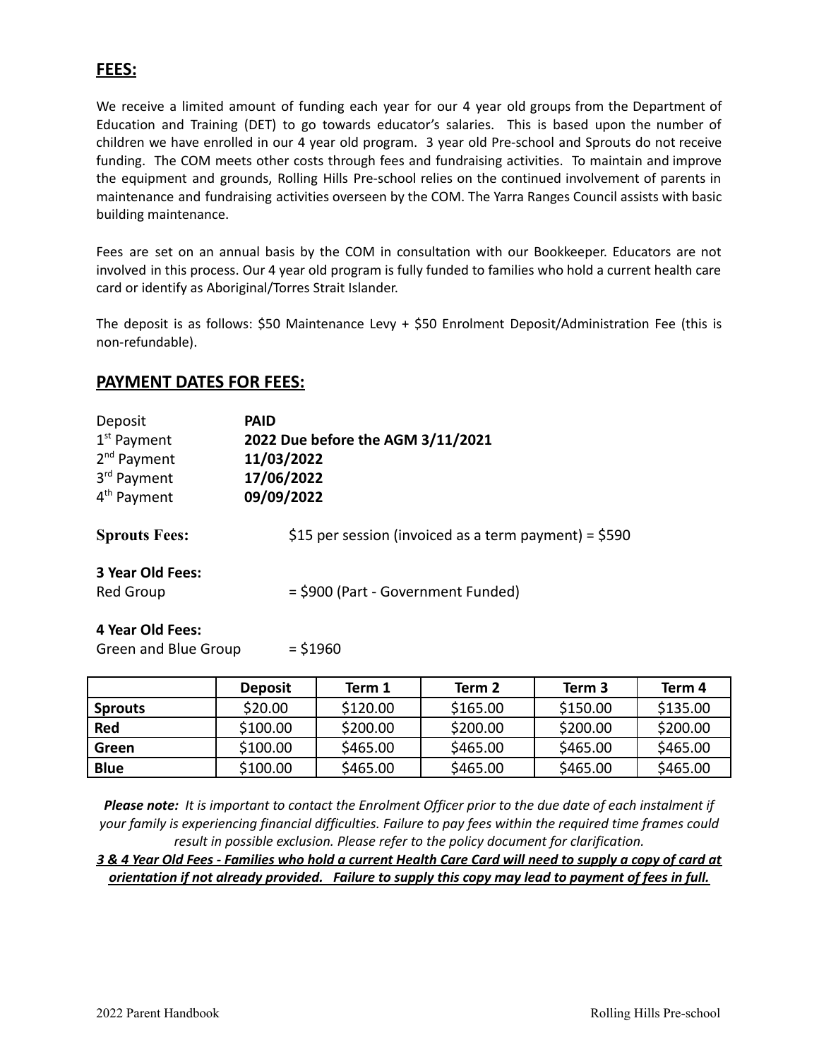## FEES:

We receive a limited amount of funding each year for our 4 year old groups from the Department of Education and Training (DET) to go towards educator's salaries. This is based upon the number of children we have enrolled in our 4 year old program. 3 year old Pre-school and Sprouts do not receive funding. The COM meets other costs through fees and fundraising activities. To maintain and improve the equipment and grounds, Rolling Hills Pre-school relies on the continued involvement of parents in maintenance and fundraising activities overseen by the COM. The Yarra Ranges Council assists with basic building maintenance.

Fees are set on an annual basis by the COM in consultation with our Bookkeeper. Educators are not involved in this process. Our 4 year old program is fully funded to families who hold a current health care card or identify as Aboriginal/Torres Strait Islander.

The deposit is as follows: $50 Maintenance Levy + $50 Enrolment Deposit/Administration Fee (this is non-refundable).

## PAYMENT DATES FOR FEES:

Deposit **PAID**
1st Payment **2022 Due before the AGM 3/11/2021**
2nd Payment **11/03/2022**
3rd Payment **17/06/2022**
4th Payment **09/09/2022**

**Sprouts Fees:** $15 per session (invoiced as a term payment) = $590

**3 Year Old Fees:**
Red Group = $900 (Part - Government Funded)

**4 Year Old Fees:**
Green and Blue Group = $1960

| | Deposit | Term 1 | Term 2 | Term 3 | Term 4 |
|---|---|---|---|---|---|
| **Sprouts** | $20.00 | $120.00 | $165.00 | $150.00 | $135.00 |
| **Red** | $100.00 | $200.00 | $200.00 | $200.00 | $200.00 |
| **Green** | $100.00 | $465.00 | $465.00 | $465.00 | $465.00 |
| **Blue** | $100.00 | $465.00 | $465.00 | $465.00 | $465.00 |

***Please note:*** *It is important to contact the Enrolment Officer prior to the due date of each instalment if your family is experiencing financial difficulties. Failure to pay fees within the required time frames could result in possible exclusion. Please refer to the policy document for clarification.*

***3 & 4 Year Old Fees - Families who hold a current Health Care Card will need to supply a copy of card at orientation if not already provided. Failure to supply this copy may lead to payment of fees in full.***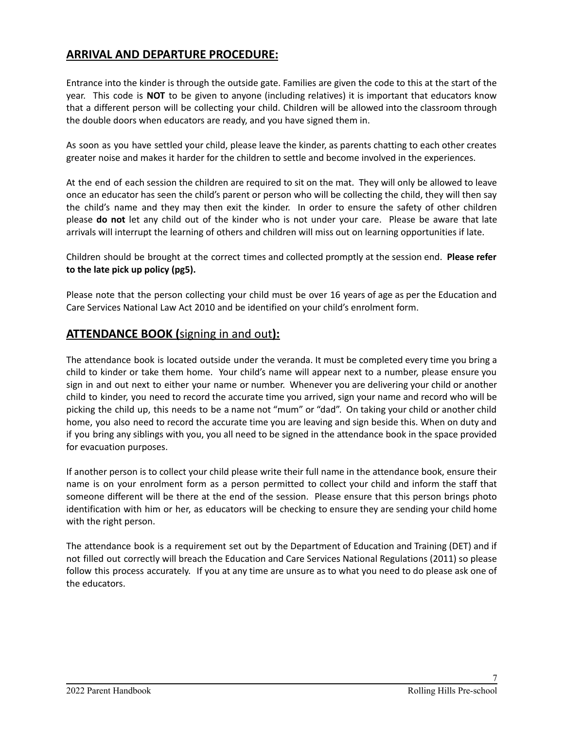## ARRIVAL AND DEPARTURE PROCEDURE:

Entrance into the kinder is through the outside gate. Families are given the code to this at the start of the year. This code is **NOT** to be given to anyone (including relatives) it is important that educators know that a different person will be collecting your child. Children will be allowed into the classroom through the double doors when educators are ready, and you have signed them in.

As soon as you have settled your child, please leave the kinder, as parents chatting to each other creates greater noise and makes it harder for the children to settle and become involved in the experiences.

At the end of each session the children are required to sit on the mat. They will only be allowed to leave once an educator has seen the child's parent or person who will be collecting the child, they will then say the child's name and they may then exit the kinder. In order to ensure the safety of other children please **do not** let any child out of the kinder who is not under your care. Please be aware that late arrivals will interrupt the learning of others and children will miss out on learning opportunities if late.

Children should be brought at the correct times and collected promptly at the session end. **Please refer to the late pick up policy (pg5).**

Please note that the person collecting your child must be over 16 years of age as per the Education and Care Services National Law Act 2010 and be identified on your child's enrolment form.

## ATTENDANCE BOOK (signing in and out):

The attendance book is located outside under the veranda. It must be completed every time you bring a child to kinder or take them home. Your child's name will appear next to a number, please ensure you sign in and out next to either your name or number. Whenever you are delivering your child or another child to kinder, you need to record the accurate time you arrived, sign your name and record who will be picking the child up, this needs to be a name not "mum" or "dad". On taking your child or another child home, you also need to record the accurate time you are leaving and sign beside this. When on duty and if you bring any siblings with you, you all need to be signed in the attendance book in the space provided for evacuation purposes.

If another person is to collect your child please write their full name in the attendance book, ensure their name is on your enrolment form as a person permitted to collect your child and inform the staff that someone different will be there at the end of the session. Please ensure that this person brings photo identification with him or her, as educators will be checking to ensure they are sending your child home with the right person.

The attendance book is a requirement set out by the Department of Education and Training (DET) and if not filled out correctly will breach the Education and Care Services National Regulations (2011) so please follow this process accurately. If you at any time are unsure as to what you need to do please ask one of the educators.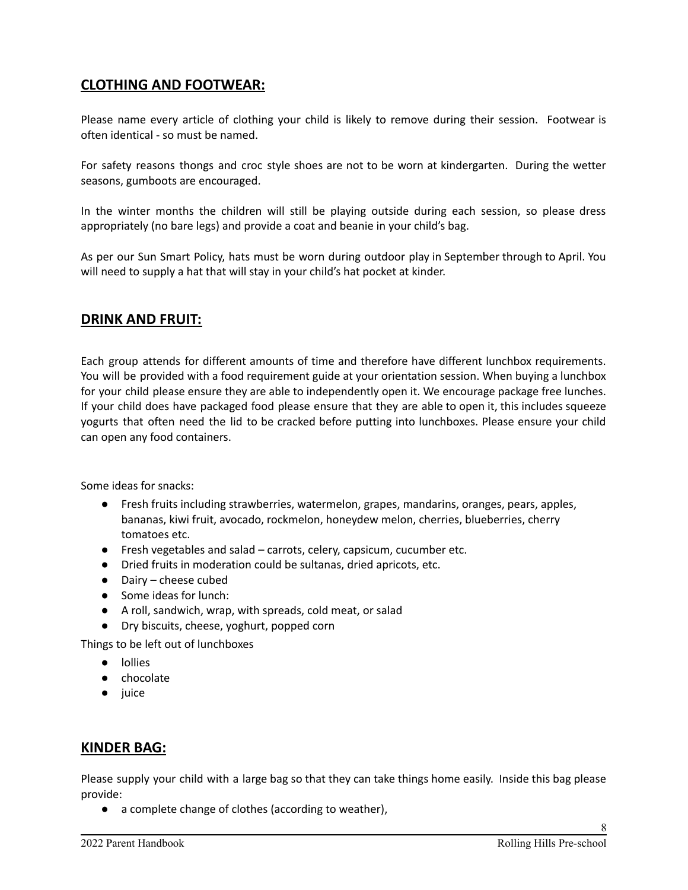## CLOTHING AND FOOTWEAR:

Please name every article of clothing your child is likely to remove during their session. Footwear is often identical - so must be named.

For safety reasons thongs and croc style shoes are not to be worn at kindergarten. During the wetter seasons, gumboots are encouraged.

In the winter months the children will still be playing outside during each session, so please dress appropriately (no bare legs) and provide a coat and beanie in your child's bag.

As per our Sun Smart Policy, hats must be worn during outdoor play in September through to April. You will need to supply a hat that will stay in your child's hat pocket at kinder.

## DRINK AND FRUIT:

Each group attends for different amounts of time and therefore have different lunchbox requirements. You will be provided with a food requirement guide at your orientation session. When buying a lunchbox for your child please ensure they are able to independently open it. We encourage package free lunches. If your child does have packaged food please ensure that they are able to open it, this includes squeeze yogurts that often need the lid to be cracked before putting into lunchboxes. Please ensure your child can open any food containers.

Some ideas for snacks:

- Fresh fruits including strawberries, watermelon, grapes, mandarins, oranges, pears, apples, bananas, kiwi fruit, avocado, rockmelon, honeydew melon, cherries, blueberries, cherry tomatoes etc.
- Fresh vegetables and salad – carrots, celery, capsicum, cucumber etc.
- Dried fruits in moderation could be sultanas, dried apricots, etc.
- Dairy – cheese cubed
- Some ideas for lunch:
- A roll, sandwich, wrap, with spreads, cold meat, or salad
- Dry biscuits, cheese, yoghurt, popped corn

Things to be left out of lunchboxes

- lollies
- chocolate
- juice

## KINDER BAG:

Please supply your child with a large bag so that they can take things home easily. Inside this bag please provide:

- a complete change of clothes (according to weather),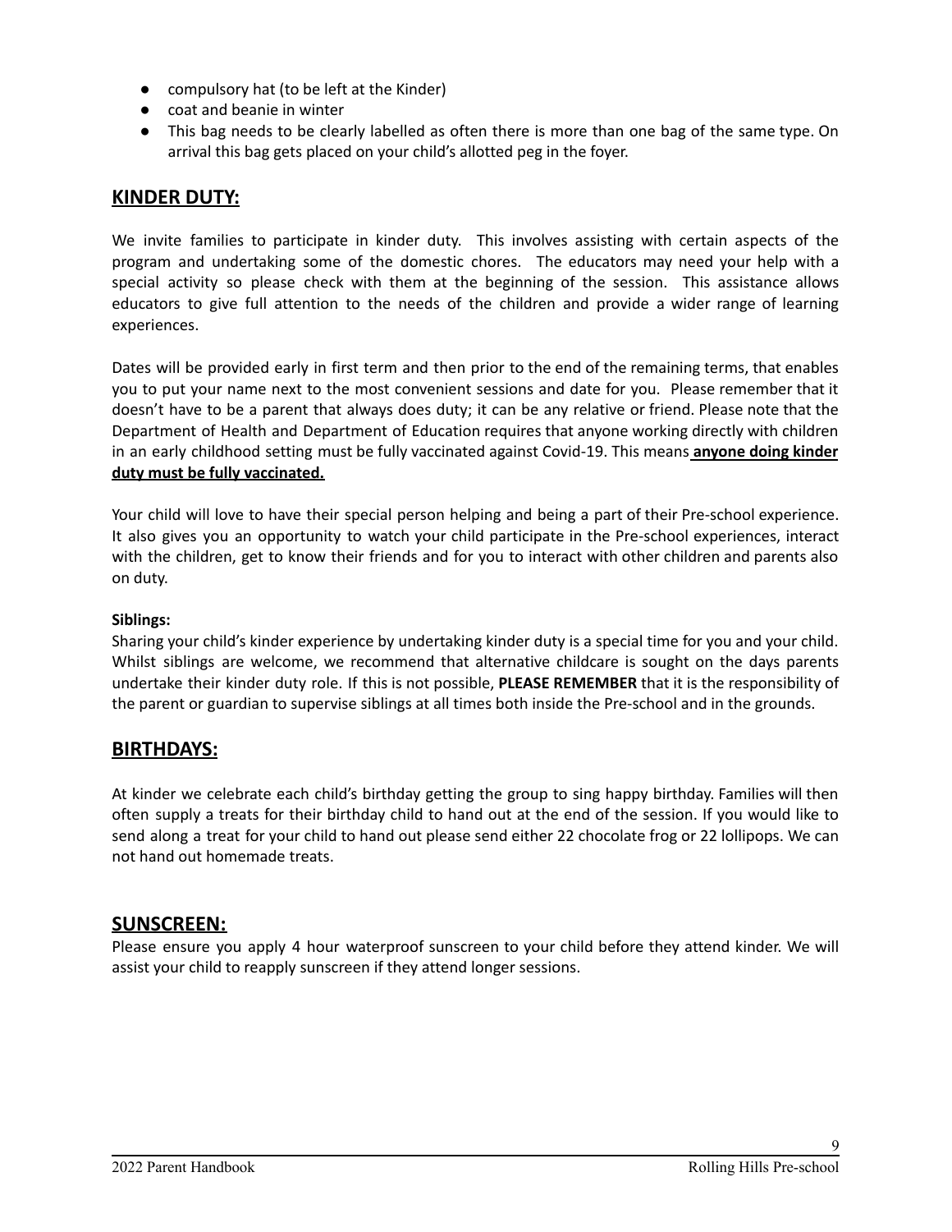- compulsory hat (to be left at the Kinder)
- coat and beanie in winter
- This bag needs to be clearly labelled as often there is more than one bag of the same type. On arrival this bag gets placed on your child's allotted peg in the foyer.

## KINDER DUTY:

We invite families to participate in kinder duty. This involves assisting with certain aspects of the program and undertaking some of the domestic chores. The educators may need your help with a special activity so please check with them at the beginning of the session. This assistance allows educators to give full attention to the needs of the children and provide a wider range of learning experiences.

Dates will be provided early in first term and then prior to the end of the remaining terms, that enables you to put your name next to the most convenient sessions and date for you. Please remember that it doesn't have to be a parent that always does duty; it can be any relative or friend. Please note that the Department of Health and Department of Education requires that anyone working directly with children in an early childhood setting must be fully vaccinated against Covid-19. This means **anyone doing kinder duty must be fully vaccinated.**

Your child will love to have their special person helping and being a part of their Pre-school experience. It also gives you an opportunity to watch your child participate in the Pre-school experiences, interact with the children, get to know their friends and for you to interact with other children and parents also on duty.

**Siblings:**

Sharing your child's kinder experience by undertaking kinder duty is a special time for you and your child. Whilst siblings are welcome, we recommend that alternative childcare is sought on the days parents undertake their kinder duty role. If this is not possible, **PLEASE REMEMBER** that it is the responsibility of the parent or guardian to supervise siblings at all times both inside the Pre-school and in the grounds.

## BIRTHDAYS:

At kinder we celebrate each child's birthday getting the group to sing happy birthday. Families will then often supply a treats for their birthday child to hand out at the end of the session. If you would like to send along a treat for your child to hand out please send either 22 chocolate frog or 22 lollipops. We can not hand out homemade treats.

## SUNSCREEN:

Please ensure you apply 4 hour waterproof sunscreen to your child before they attend kinder. We will assist your child to reapply sunscreen if they attend longer sessions.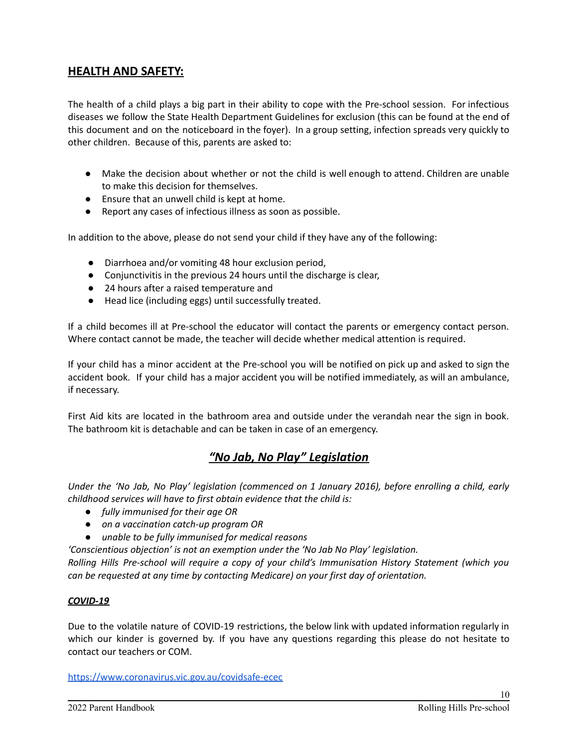## HEALTH AND SAFETY:

The health of a child plays a big part in their ability to cope with the Pre-school session. For infectious diseases we follow the State Health Department Guidelines for exclusion (this can be found at the end of this document and on the noticeboard in the foyer). In a group setting, infection spreads very quickly to other children. Because of this, parents are asked to:

- Make the decision about whether or not the child is well enough to attend. Children are unable to make this decision for themselves.
- Ensure that an unwell child is kept at home.
- Report any cases of infectious illness as soon as possible.

In addition to the above, please do not send your child if they have any of the following:

- Diarrhoea and/or vomiting 48 hour exclusion period,
- Conjunctivitis in the previous 24 hours until the discharge is clear,
- 24 hours after a raised temperature and
- Head lice (including eggs) until successfully treated.

If a child becomes ill at Pre-school the educator will contact the parents or emergency contact person. Where contact cannot be made, the teacher will decide whether medical attention is required.

If your child has a minor accident at the Pre-school you will be notified on pick up and asked to sign the accident book. If your child has a major accident you will be notified immediately, as will an ambulance, if necessary.

First Aid kits are located in the bathroom area and outside under the verandah near the sign in book. The bathroom kit is detachable and can be taken in case of an emergency.

## *"No Jab, No Play" Legislation*

*Under the 'No Jab, No Play' legislation (commenced on 1 January 2016), before enrolling a child, early childhood services will have to first obtain evidence that the child is:*

- *fully immunised for their age OR*
- *on a vaccination catch-up program OR*
- *unable to be fully immunised for medical reasons*

*'Conscientious objection' is not an exemption under the 'No Jab No Play' legislation.*
*Rolling Hills Pre-school will require a copy of your child's Immunisation History Statement (which you can be requested at any time by contacting Medicare) on your first day of orientation.*

### *COVID-19*

Due to the volatile nature of COVID-19 restrictions, the below link with updated information regularly in which our kinder is governed by. If you have any questions regarding this please do not hesitate to contact our teachers or COM.

https://www.coronavirus.vic.gov.au/covidsafe-ecec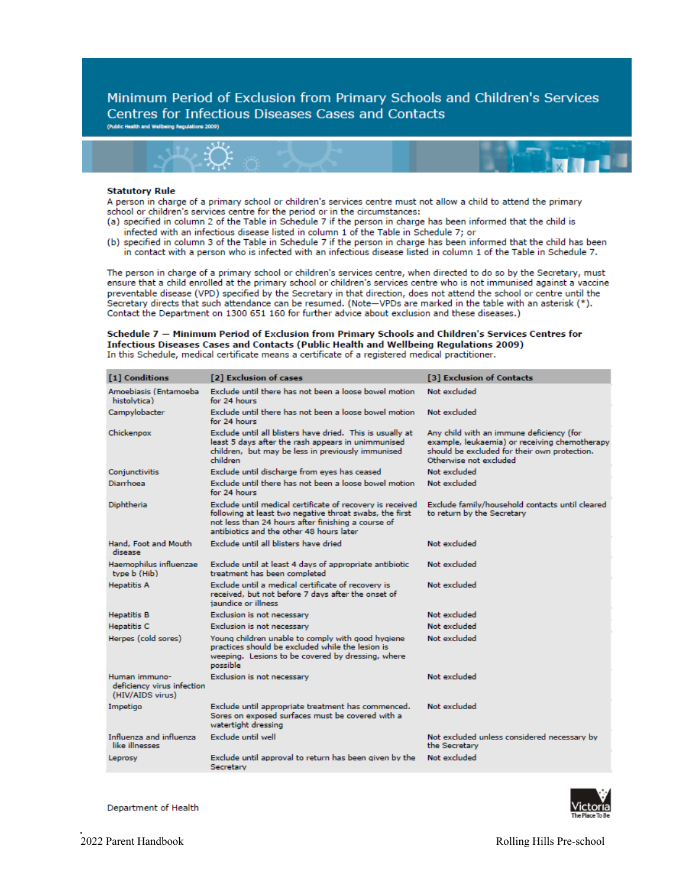# Minimum Period of Exclusion from Primary Schools and Children's Services Centres for Infectious Diseases Cases and Contacts

(Public Health and Wellbeing Regulations 2009)

**Statutory Rule**

A person in charge of a primary school or children's services centre must not allow a child to attend the primary school or children's services centre for the period or in the circumstances:

(a) specified in column 2 of the Table in Schedule 7 if the person in charge has been informed that the child is infected with an infectious disease listed in column 1 of the Table in Schedule 7; or

(b) specified in column 3 of the Table in Schedule 7 if the person in charge has been informed that the child has been in contact with a person who is infected with an infectious disease listed in column 1 of the Table in Schedule 7.

The person in charge of a primary school or children's services centre, when directed to do so by the Secretary, must ensure that a child enrolled at the primary school or children's services centre who is not immunised against a vaccine preventable disease (VPD) specified by the Secretary in that direction, does not attend the school or centre until the Secretary directs that such attendance can be resumed. (Note—VPDs are marked in the table with an asterisk (*). Contact the Department on 1300 651 160 for further advice about exclusion and these diseases.)

**Schedule 7 — Minimum Period of Exclusion from Primary Schools and Children's Services Centres for Infectious Diseases Cases and Contacts (Public Health and Wellbeing Regulations 2009)**

In this Schedule, medical certificate means a certificate of a registered medical practitioner.

| [1] Conditions | [2] Exclusion of cases | [3] Exclusion of Contacts |
|---|---|---|
| Amoebiasis (Entamoeba histolytica) | Exclude until there has not been a loose bowel motion for 24 hours | Not excluded |
| Campylobacter | Exclude until there has not been a loose bowel motion for 24 hours | Not excluded |
| Chickenpox | Exclude until all blisters have dried. This is usually at least 5 days after the rash appears in unimmunised children, but may be less in previously immunised children | Any child with an immune deficiency (for example, leukaemia) or receiving chemotherapy should be excluded for their own protection. Otherwise not excluded |
| Conjunctivitis | Exclude until discharge from eyes has ceased | Not excluded |
| Diarrhoea | Exclude until there has not been a loose bowel motion for 24 hours | Not excluded |
| Diphtheria | Exclude until medical certificate of recovery is received following at least two negative throat swabs, the first not less than 24 hours after finishing a course of antibiotics and the other 48 hours later | Exclude family/household contacts until cleared to return by the Secretary |
| Hand, Foot and Mouth disease | Exclude until all blisters have dried | Not excluded |
| Haemophilus influenzae type b (Hib) | Exclude until at least 4 days of appropriate antibiotic treatment has been completed | Not excluded |
| Hepatitis A | Exclude until a medical certificate of recovery is received, but not before 7 days after the onset of jaundice or illness | Not excluded |
| Hepatitis B | Exclusion is not necessary | Not excluded |
| Hepatitis C | Exclusion is not necessary | Not excluded |
| Herpes (cold sores) | Young children unable to comply with good hygiene practices should be excluded while the lesion is weeping. Lesions to be covered by dressing, where possible | Not excluded |
| Human immuno-deficiency virus infection (HIV/AIDS virus) | Exclusion is not necessary | Not excluded |
| Impetigo | Exclude until appropriate treatment has commenced. Sores on exposed surfaces must be covered with a watertight dressing | Not excluded |
| Influenza and influenza like illnesses | Exclude until well | Not excluded unless considered necessary by the Secretary |
| Leprosy | Exclude until approval to return has been given by the Secretary | Not excluded |

Department of Health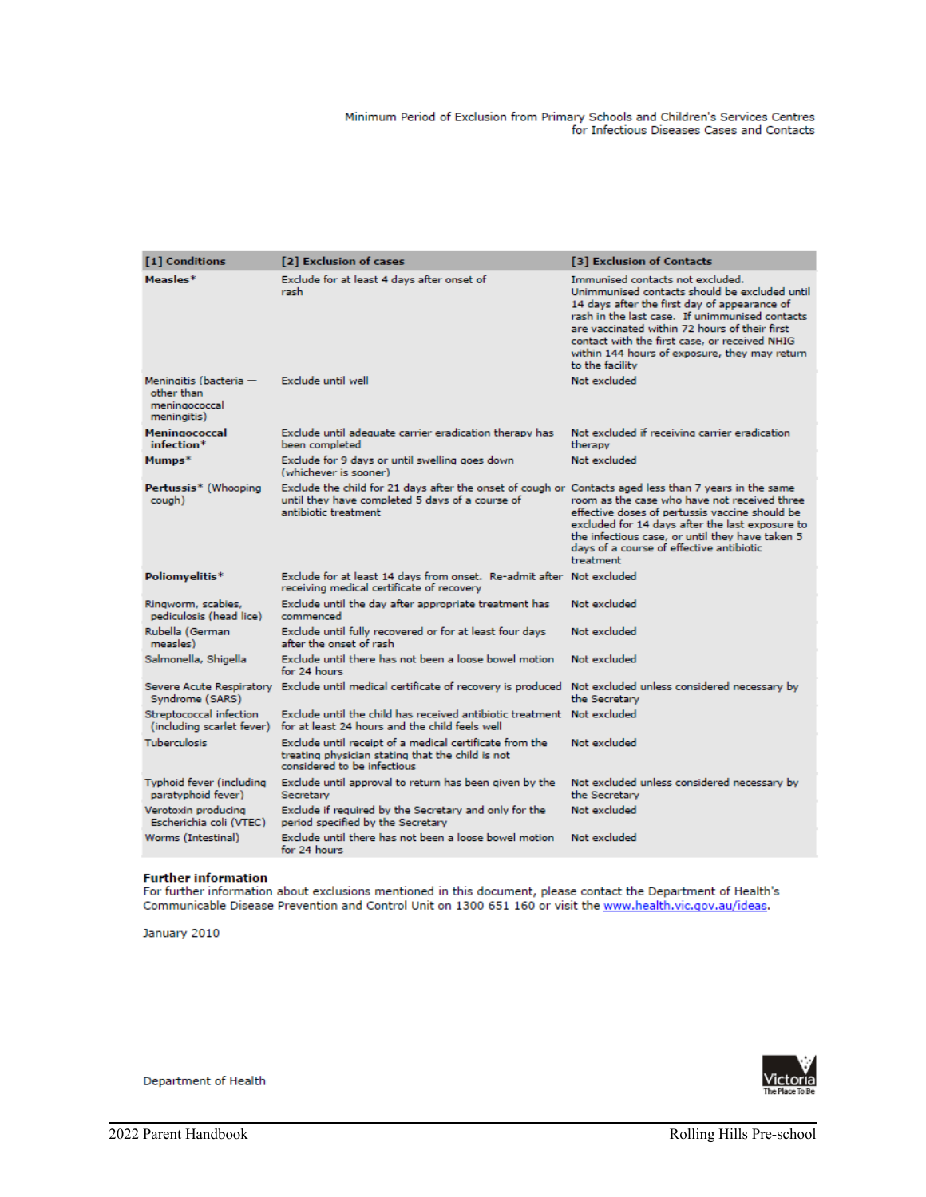Minimum Period of Exclusion from Primary Schools and Children's Services Centres for Infectious Diseases Cases and Contacts

| [1] Conditions | [2] Exclusion of cases | [3] Exclusion of Contacts |
|---|---|---|
| **Measles*** | Exclude for at least 4 days after onset of rash | Immunised contacts not excluded. Unimmunised contacts should be excluded until 14 days after the first day of appearance of rash in the last case. If unimmunised contacts are vaccinated within 72 hours of their first contact with the first case, or received NHIG within 144 hours of exposure, they may return to the facility |
| Meningitis (bacteria — other than meningococcal meningitis) | Exclude until well | Not excluded |
| **Meningococcal infection*** | Exclude until adequate carrier eradication therapy has been completed | Not excluded if receiving carrier eradication therapy |
| **Mumps*** | Exclude for 9 days or until swelling goes down (whichever is sooner) | Not excluded |
| **Pertussis*** (Whooping cough) | Exclude the child for 21 days after the onset of cough or until they have completed 5 days of a course of antibiotic treatment | Contacts aged less than 7 years in the same room as the case who have not received three effective doses of pertussis vaccine should be excluded for 14 days after the last exposure to the infectious case, or until they have taken 5 days of a course of effective antibiotic treatment |
| **Poliomyelitis*** | Exclude for at least 14 days from onset. Re-admit after receiving medical certificate of recovery | Not excluded |
| Ringworm, scabies, pediculosis (head lice) | Exclude until the day after appropriate treatment has commenced | Not excluded |
| Rubella (German measles) | Exclude until fully recovered or for at least four days after the onset of rash | Not excluded |
| Salmonella, Shigella | Exclude until there has not been a loose bowel motion for 24 hours | Not excluded |
| Severe Acute Respiratory Syndrome (SARS) | Exclude until medical certificate of recovery is produced | Not excluded unless considered necessary by the Secretary |
| Streptococcal infection (including scarlet fever) | Exclude until the child has received antibiotic treatment for at least 24 hours and the child feels well | Not excluded |
| Tuberculosis | Exclude until receipt of a medical certificate from the treating physician stating that the child is not considered to be infectious | Not excluded |
| Typhoid fever (including paratyphoid fever) | Exclude until approval to return has been given by the Secretary | Not excluded unless considered necessary by the Secretary |
| Verotoxin producing Escherichia coli (VTEC) | Exclude if required by the Secretary and only for the period specified by the Secretary | Not excluded |
| Worms (Intestinal) | Exclude until there has not been a loose bowel motion for 24 hours | Not excluded |

**Further information**
For further information about exclusions mentioned in this document, please contact the Department of Health's Communicable Disease Prevention and Control Unit on 1300 651 160 or visit the www.health.vic.gov.au/ideas.

January 2010

Department of Health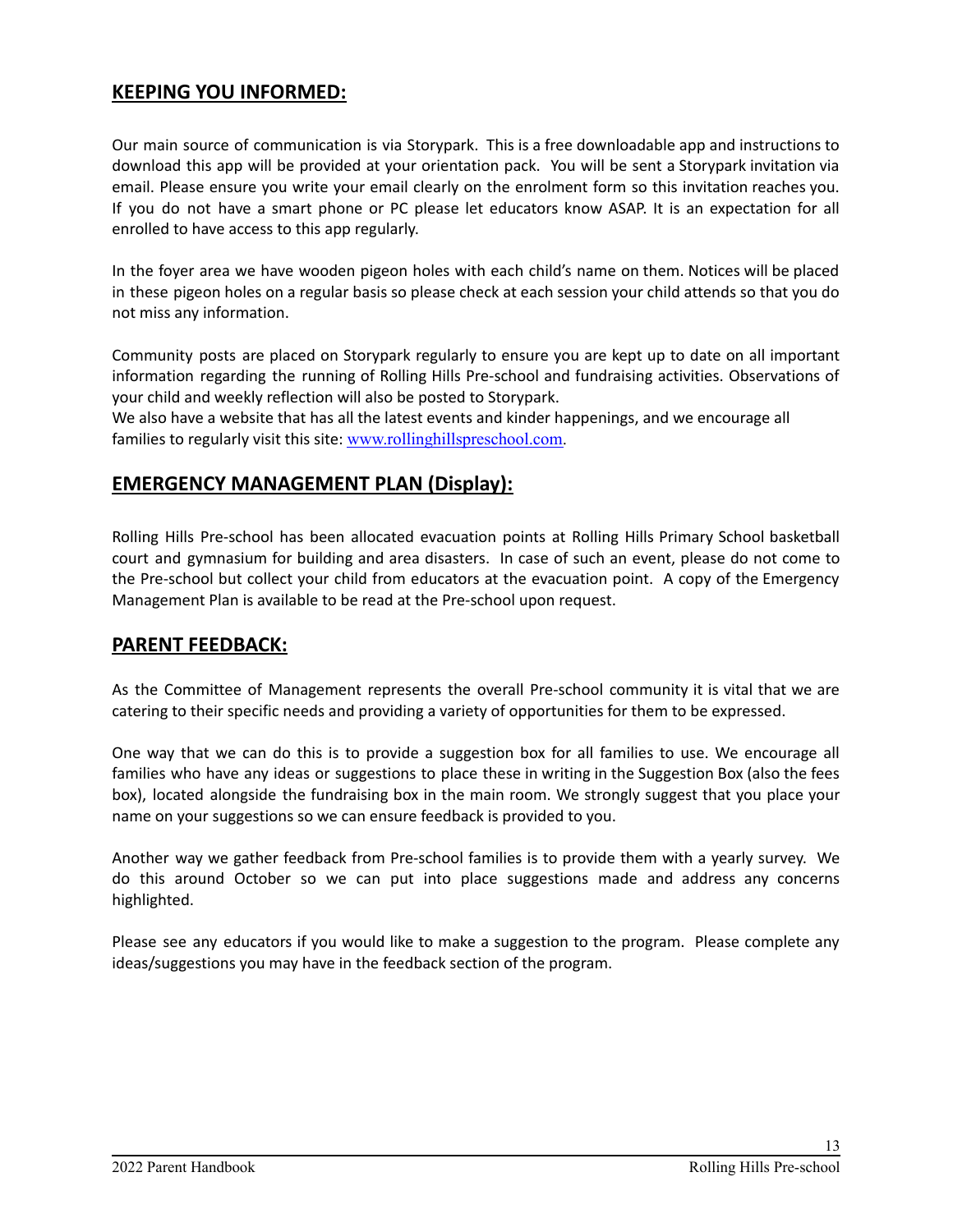## KEEPING YOU INFORMED:

Our main source of communication is via Storypark. This is a free downloadable app and instructions to download this app will be provided at your orientation pack. You will be sent a Storypark invitation via email. Please ensure you write your email clearly on the enrolment form so this invitation reaches you. If you do not have a smart phone or PC please let educators know ASAP. It is an expectation for all enrolled to have access to this app regularly.

In the foyer area we have wooden pigeon holes with each child's name on them. Notices will be placed in these pigeon holes on a regular basis so please check at each session your child attends so that you do not miss any information.

Community posts are placed on Storypark regularly to ensure you are kept up to date on all important information regarding the running of Rolling Hills Pre-school and fundraising activities. Observations of your child and weekly reflection will also be posted to Storypark.
We also have a website that has all the latest events and kinder happenings, and we encourage all families to regularly visit this site: www.rollinghillspreschool.com.

## EMERGENCY MANAGEMENT PLAN (Display):

Rolling Hills Pre-school has been allocated evacuation points at Rolling Hills Primary School basketball court and gymnasium for building and area disasters. In case of such an event, please do not come to the Pre-school but collect your child from educators at the evacuation point. A copy of the Emergency Management Plan is available to be read at the Pre-school upon request.

## PARENT FEEDBACK:

As the Committee of Management represents the overall Pre-school community it is vital that we are catering to their specific needs and providing a variety of opportunities for them to be expressed.

One way that we can do this is to provide a suggestion box for all families to use. We encourage all families who have any ideas or suggestions to place these in writing in the Suggestion Box (also the fees box), located alongside the fundraising box in the main room. We strongly suggest that you place your name on your suggestions so we can ensure feedback is provided to you.

Another way we gather feedback from Pre-school families is to provide them with a yearly survey. We do this around October so we can put into place suggestions made and address any concerns highlighted.

Please see any educators if you would like to make a suggestion to the program. Please complete any ideas/suggestions you may have in the feedback section of the program.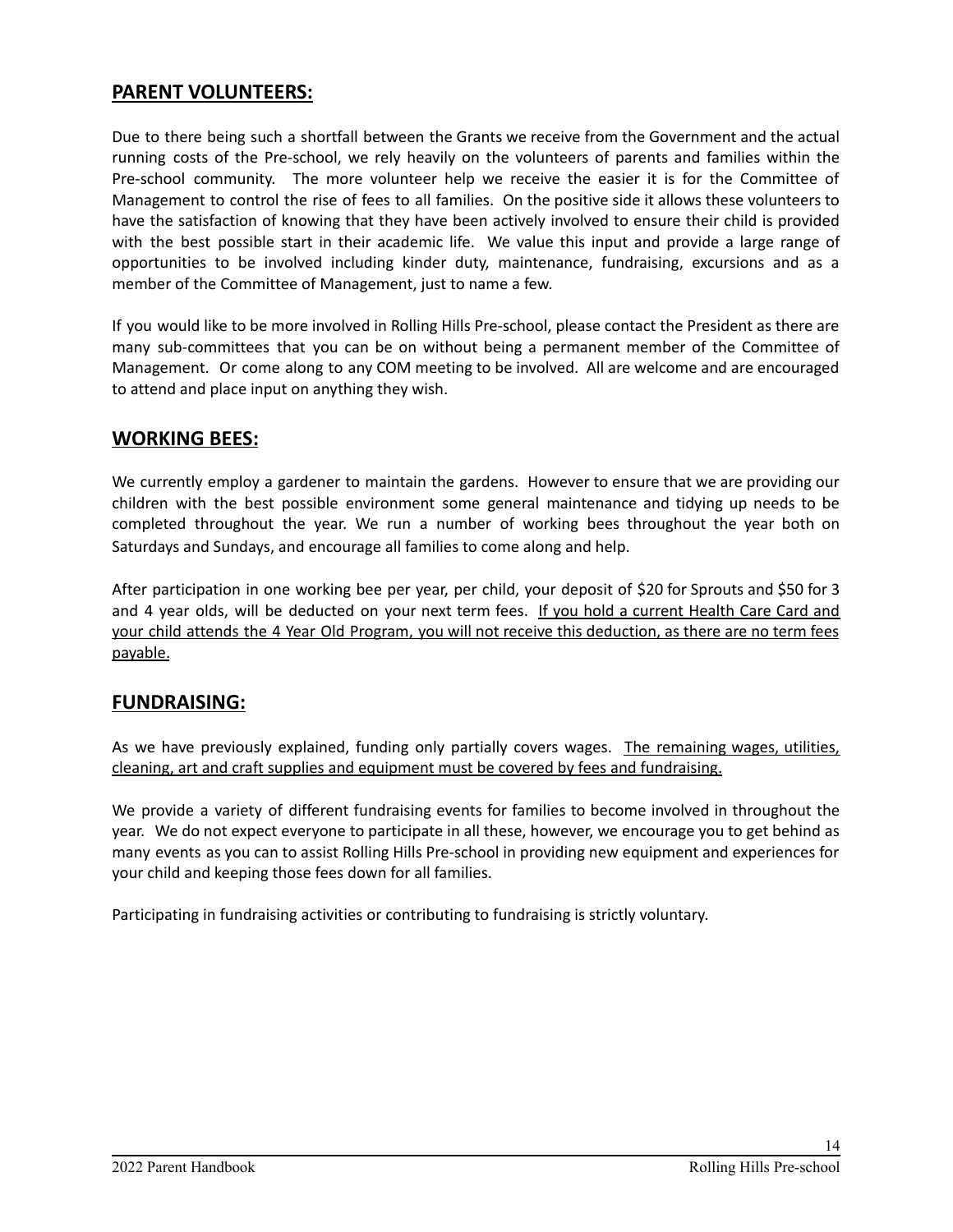## PARENT VOLUNTEERS:

Due to there being such a shortfall between the Grants we receive from the Government and the actual running costs of the Pre-school, we rely heavily on the volunteers of parents and families within the Pre-school community. The more volunteer help we receive the easier it is for the Committee of Management to control the rise of fees to all families. On the positive side it allows these volunteers to have the satisfaction of knowing that they have been actively involved to ensure their child is provided with the best possible start in their academic life. We value this input and provide a large range of opportunities to be involved including kinder duty, maintenance, fundraising, excursions and as a member of the Committee of Management, just to name a few.

If you would like to be more involved in Rolling Hills Pre-school, please contact the President as there are many sub-committees that you can be on without being a permanent member of the Committee of Management. Or come along to any COM meeting to be involved. All are welcome and are encouraged to attend and place input on anything they wish.

## WORKING BEES:

We currently employ a gardener to maintain the gardens. However to ensure that we are providing our children with the best possible environment some general maintenance and tidying up needs to be completed throughout the year. We run a number of working bees throughout the year both on Saturdays and Sundays, and encourage all families to come along and help.

After participation in one working bee per year, per child, your deposit of $20 for Sprouts and $50 for 3 and 4 year olds, will be deducted on your next term fees. <u>If you hold a current Health Care Card and your child attends the 4 Year Old Program, you will not receive this deduction, as there are no term fees payable.</u>

## FUNDRAISING:

As we have previously explained, funding only partially covers wages. <u>The remaining wages, utilities, cleaning, art and craft supplies and equipment must be covered by fees and fundraising.</u>

We provide a variety of different fundraising events for families to become involved in throughout the year. We do not expect everyone to participate in all these, however, we encourage you to get behind as many events as you can to assist Rolling Hills Pre-school in providing new equipment and experiences for your child and keeping those fees down for all families.

Participating in fundraising activities or contributing to fundraising is strictly voluntary.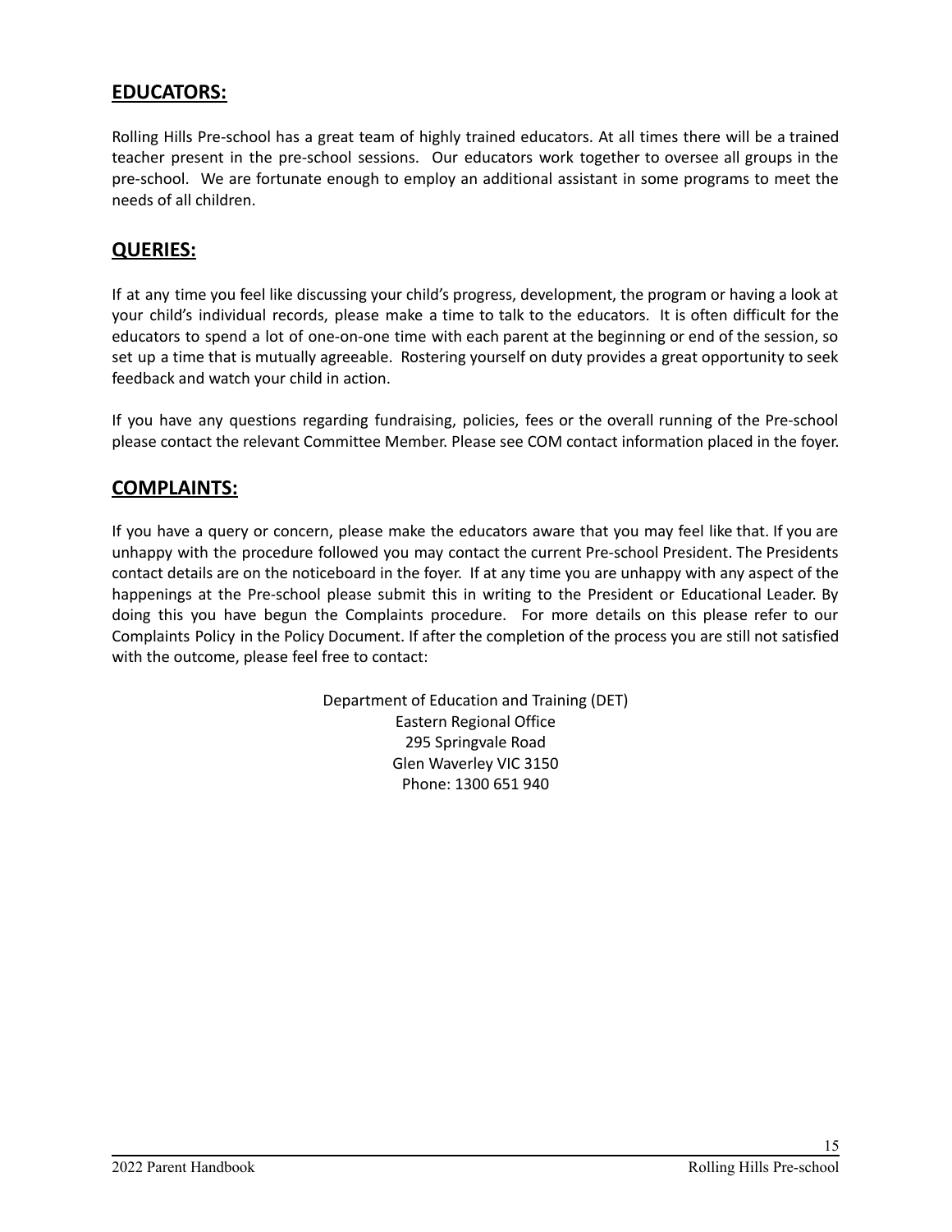## EDUCATORS:

Rolling Hills Pre-school has a great team of highly trained educators. At all times there will be a trained teacher present in the pre-school sessions. Our educators work together to oversee all groups in the pre-school. We are fortunate enough to employ an additional assistant in some programs to meet the needs of all children.

## QUERIES:

If at any time you feel like discussing your child's progress, development, the program or having a look at your child's individual records, please make a time to talk to the educators. It is often difficult for the educators to spend a lot of one-on-one time with each parent at the beginning or end of the session, so set up a time that is mutually agreeable. Rostering yourself on duty provides a great opportunity to seek feedback and watch your child in action.

If you have any questions regarding fundraising, policies, fees or the overall running of the Pre-school please contact the relevant Committee Member. Please see COM contact information placed in the foyer.

## COMPLAINTS:

If you have a query or concern, please make the educators aware that you may feel like that. If you are unhappy with the procedure followed you may contact the current Pre-school President. The Presidents contact details are on the noticeboard in the foyer. If at any time you are unhappy with any aspect of the happenings at the Pre-school please submit this in writing to the President or Educational Leader. By doing this you have begun the Complaints procedure. For more details on this please refer to our Complaints Policy in the Policy Document. If after the completion of the process you are still not satisfied with the outcome, please feel free to contact:

Department of Education and Training (DET)
Eastern Regional Office
295 Springvale Road
Glen Waverley VIC 3150
Phone: 1300 651 940